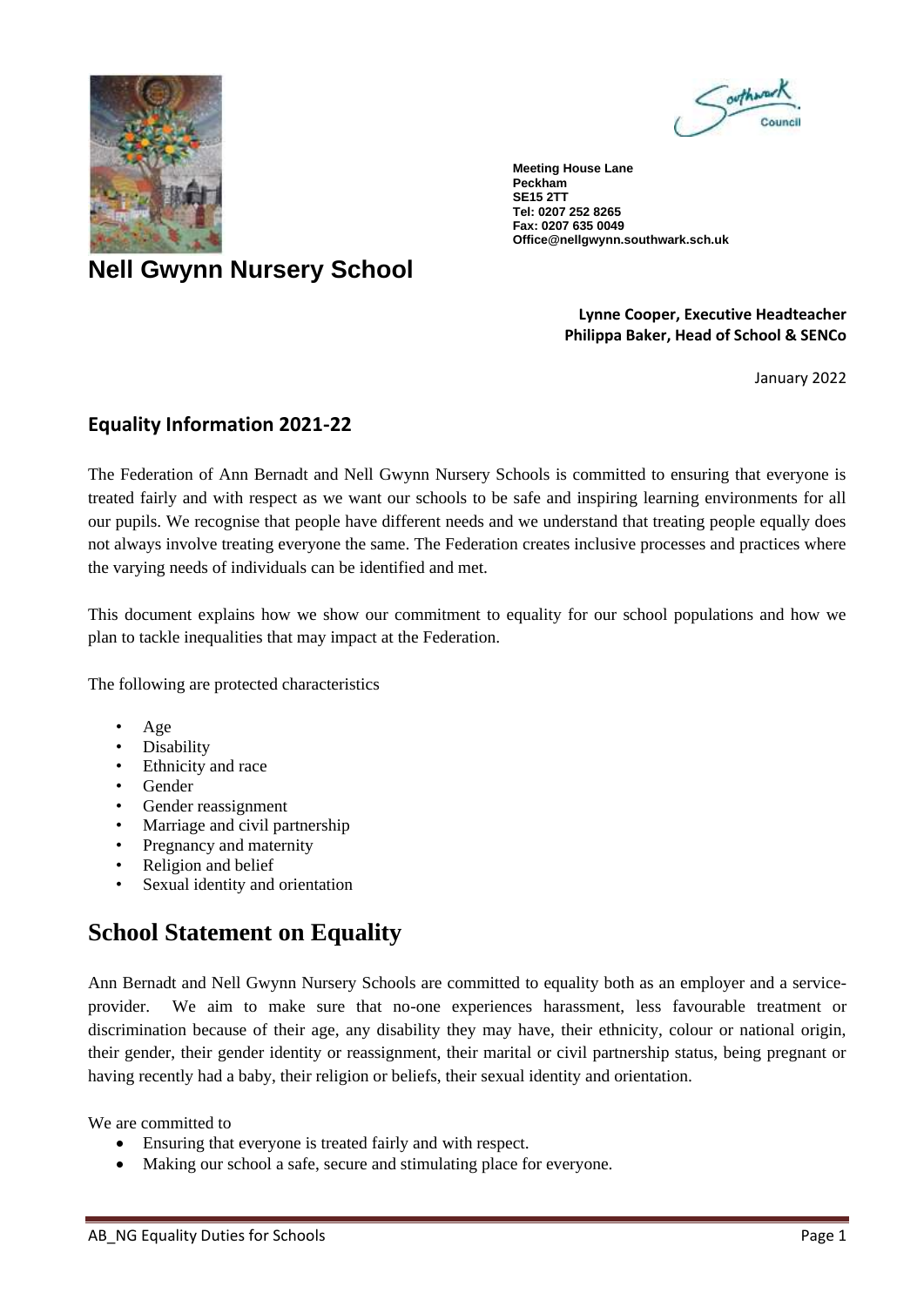Meeting House Lane
Peckham
SE15 2TT
Tel: 0207 252 8265
Fax: 0207 635 0049
Office@nellgwynn.southwark.sch.uk

# Nell Gwynn Nursery School

**Lynne Cooper, Executive Headteacher**
**Philippa Baker, Head of School & SENCo**

January 2022

## Equality Information 2021-22

The Federation of Ann Bernadt and Nell Gwynn Nursery Schools is committed to ensuring that everyone is treated fairly and with respect as we want our schools to be safe and inspiring learning environments for all our pupils. We recognise that people have different needs and we understand that treating people equally does not always involve treating everyone the same. The Federation creates inclusive processes and practices where the varying needs of individuals can be identified and met.

This document explains how we show our commitment to equality for our school populations and how we plan to tackle inequalities that may impact at the Federation.

The following are protected characteristics

- Age
- Disability
- Ethnicity and race
- Gender
- Gender reassignment
- Marriage and civil partnership
- Pregnancy and maternity
- Religion and belief
- Sexual identity and orientation

# School Statement on Equality

Ann Bernadt and Nell Gwynn Nursery Schools are committed to equality both as an employer and a service-provider. We aim to make sure that no-one experiences harassment, less favourable treatment or discrimination because of their age, any disability they may have, their ethnicity, colour or national origin, their gender, their gender identity or reassignment, their marital or civil partnership status, being pregnant or having recently had a baby, their religion or beliefs, their sexual identity and orientation.

We are committed to

- Ensuring that everyone is treated fairly and with respect.
- Making our school a safe, secure and stimulating place for everyone.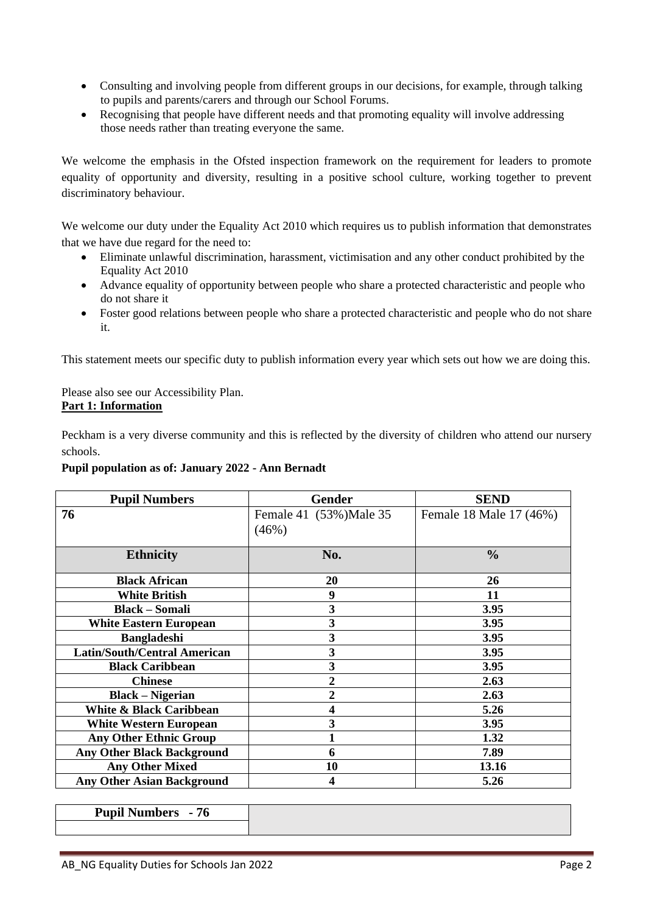- Consulting and involving people from different groups in our decisions, for example, through talking to pupils and parents/carers and through our School Forums.
- Recognising that people have different needs and that promoting equality will involve addressing those needs rather than treating everyone the same.

We welcome the emphasis in the Ofsted inspection framework on the requirement for leaders to promote equality of opportunity and diversity, resulting in a positive school culture, working together to prevent discriminatory behaviour.

We welcome our duty under the Equality Act 2010 which requires us to publish information that demonstrates that we have due regard for the need to:

- Eliminate unlawful discrimination, harassment, victimisation and any other conduct prohibited by the Equality Act 2010
- Advance equality of opportunity between people who share a protected characteristic and people who do not share it
- Foster good relations between people who share a protected characteristic and people who do not share it.

This statement meets our specific duty to publish information every year which sets out how we are doing this.

Please also see our Accessibility Plan.

**Part 1: Information**

Peckham is a very diverse community and this is reflected by the diversity of children who attend our nursery schools.

**Pupil population as of: January 2022 - Ann Bernadt**

| Pupil Numbers | Gender | SEND |
|---|---|---|
| **76** | Female 41 (53%)Male 35 (46%) | Female 18 Male 17 (46%) |
| **Ethnicity** | **No.** | **%** |
| **Black African** | **20** | **26** |
| **White British** | **9** | **11** |
| **Black – Somali** | **3** | **3.95** |
| **White Eastern European** | **3** | **3.95** |
| **Bangladeshi** | **3** | **3.95** |
| **Latin/South/Central American** | **3** | **3.95** |
| **Black Caribbean** | **3** | **3.95** |
| **Chinese** | **2** | **2.63** |
| **Black – Nigerian** | **2** | **2.63** |
| **White & Black Caribbean** | **4** | **5.26** |
| **White Western European** | **3** | **3.95** |
| **Any Other Ethnic Group** | **1** | **1.32** |
| **Any Other Black Background** | **6** | **7.89** |
| **Any Other Mixed** | **10** | **13.16** |
| **Any Other Asian Background** | **4** | **5.26** |

| Pupil Numbers - 76 | |
|---|---|
| | |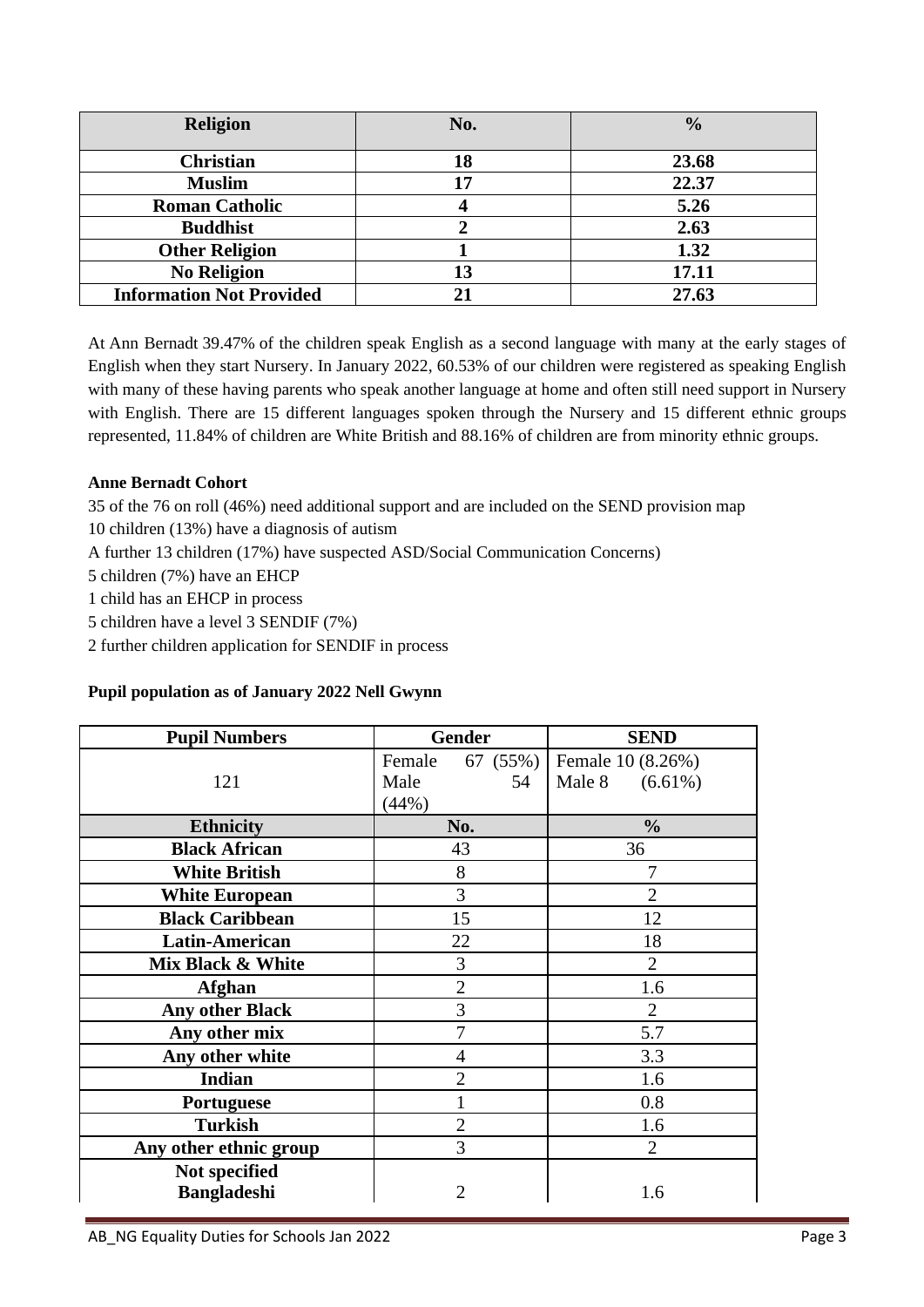| Religion | No. | % |
|---|---|---|
| **Christian** | **18** | **23.68** |
| **Muslim** | **17** | **22.37** |
| **Roman Catholic** | **4** | **5.26** |
| **Buddhist** | **2** | **2.63** |
| **Other Religion** | **1** | **1.32** |
| **No Religion** | **13** | **17.11** |
| **Information Not Provided** | **21** | **27.63** |

At Ann Bernadt 39.47% of the children speak English as a second language with many at the early stages of English when they start Nursery. In January 2022, 60.53% of our children were registered as speaking English with many of these having parents who speak another language at home and often still need support in Nursery with English. There are 15 different languages spoken through the Nursery and 15 different ethnic groups represented, 11.84% of children are White British and 88.16% of children are from minority ethnic groups.

**Anne Bernadt Cohort**

35 of the 76 on roll (46%) need additional support and are included on the SEND provision map
10 children (13%) have a diagnosis of autism
A further 13 children (17%) have suspected ASD/Social Communication Concerns)
5 children (7%) have an EHCP
1 child has an EHCP in process
5 children have a level 3 SENDIF (7%)
2 further children application for SENDIF in process

**Pupil population as of January 2022 Nell Gwynn**

| Pupil Numbers | Gender | SEND |
|---|---|---|
| 121 | Female 67 (55%)<br>Male 54 (44%) | Female 10 (8.26%)<br>Male 8 (6.61%) |
| **Ethnicity** | **No.** | **%** |
| **Black African** | 43 | 36 |
| **White British** | 8 | 7 |
| **White European** | 3 | 2 |
| **Black Caribbean** | 15 | 12 |
| **Latin-American** | 22 | 18 |
| **Mix Black & White** | 3 | 2 |
| **Afghan** | 2 | 1.6 |
| **Any other Black** | 3 | 2 |
| **Any other mix** | 7 | 5.7 |
| **Any other white** | 4 | 3.3 |
| **Indian** | 2 | 1.6 |
| **Portuguese** | 1 | 0.8 |
| **Turkish** | 2 | 1.6 |
| **Any other ethnic group** | 3 | 2 |
| **Not specified**<br>**Bangladeshi** | 2 | 1.6 |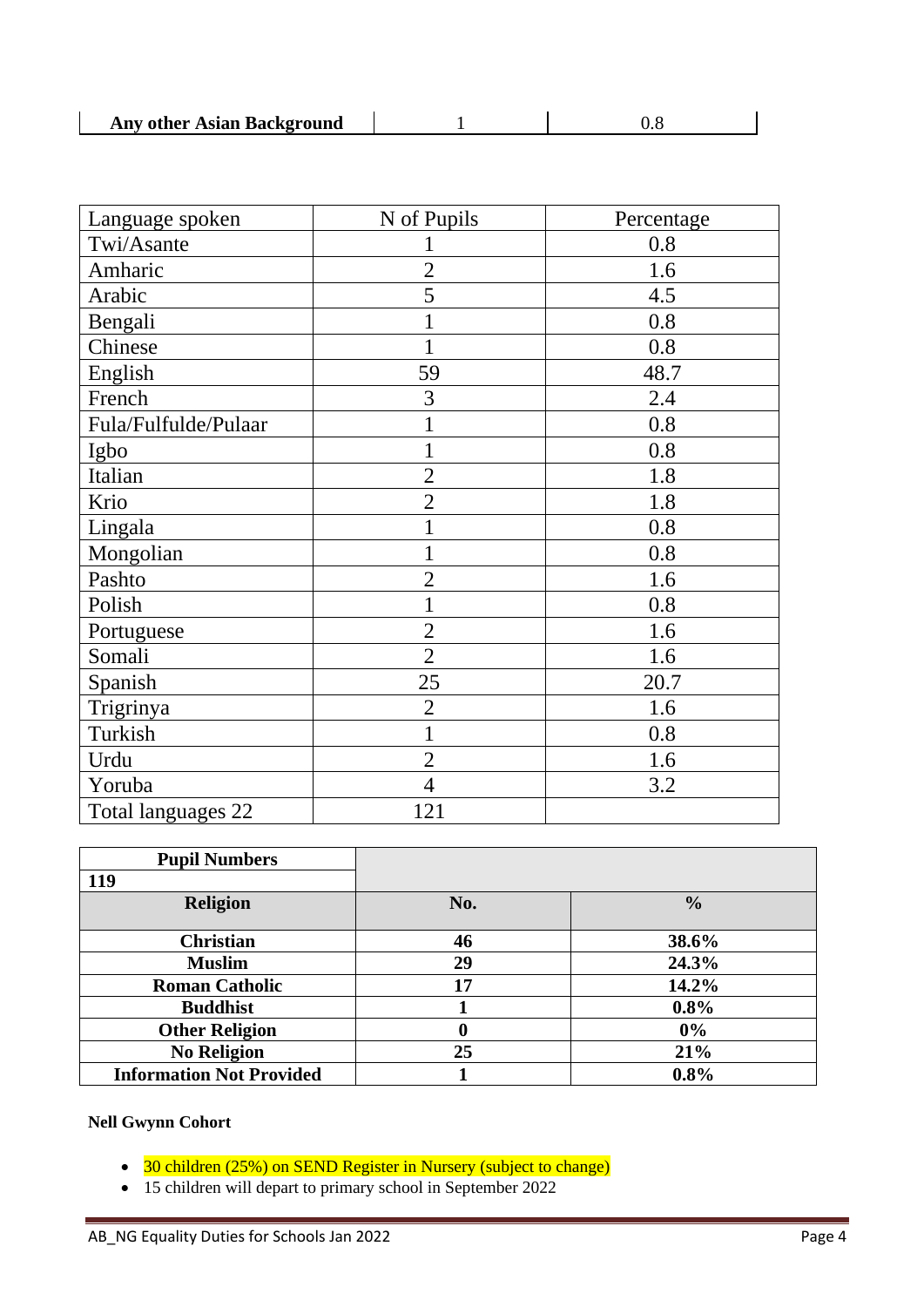| Any other Asian Background | 1 | 0.8 |
|---|---|---|

| Language spoken | N of Pupils | Percentage |
|---|---|---|
| Twi/Asante | 1 | 0.8 |
| Amharic | 2 | 1.6 |
| Arabic | 5 | 4.5 |
| Bengali | 1 | 0.8 |
| Chinese | 1 | 0.8 |
| English | 59 | 48.7 |
| French | 3 | 2.4 |
| Fula/Fulfulde/Pulaar | 1 | 0.8 |
| Igbo | 1 | 0.8 |
| Italian | 2 | 1.8 |
| Krio | 2 | 1.8 |
| Lingala | 1 | 0.8 |
| Mongolian | 1 | 0.8 |
| Pashto | 2 | 1.6 |
| Polish | 1 | 0.8 |
| Portuguese | 2 | 1.6 |
| Somali | 2 | 1.6 |
| Spanish | 25 | 20.7 |
| Trigrinya | 2 | 1.6 |
| Turkish | 1 | 0.8 |
| Urdu | 2 | 1.6 |
| Yoruba | 4 | 3.2 |
| Total languages 22 | 121 | |

| **Pupil Numbers** | | |
|---|---|---|
| **119** | | |
| **Religion** | **No.** | **%** |
| **Christian** | **46** | **38.6%** |
| **Muslim** | **29** | **24.3%** |
| **Roman Catholic** | **17** | **14.2%** |
| **Buddhist** | **1** | **0.8%** |
| **Other Religion** | **0** | **0%** |
| **No Religion** | **25** | **21%** |
| **Information Not Provided** | **1** | **0.8%** |

**Nell Gwynn Cohort**

- 30 children (25%) on SEND Register in Nursery (subject to change)
- 15 children will depart to primary school in September 2022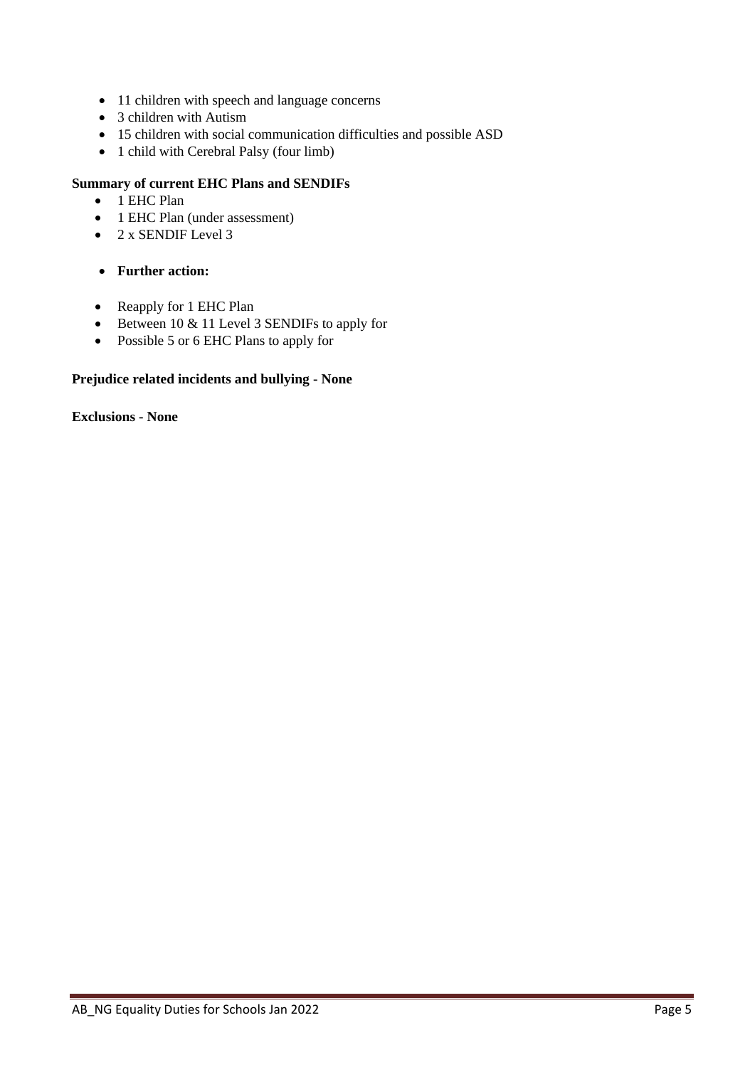- 11 children with speech and language concerns
- 3 children with Autism
- 15 children with social communication difficulties and possible ASD
- 1 child with Cerebral Palsy (four limb)

**Summary of current EHC Plans and SENDIFs**

- 1 EHC Plan
- 1 EHC Plan (under assessment)
- 2 x SENDIF Level 3

- **Further action:**

- Reapply for 1 EHC Plan
- Between 10 & 11 Level 3 SENDIFs to apply for
- Possible 5 or 6 EHC Plans to apply for

**Prejudice related incidents and bullying - None**

**Exclusions - None**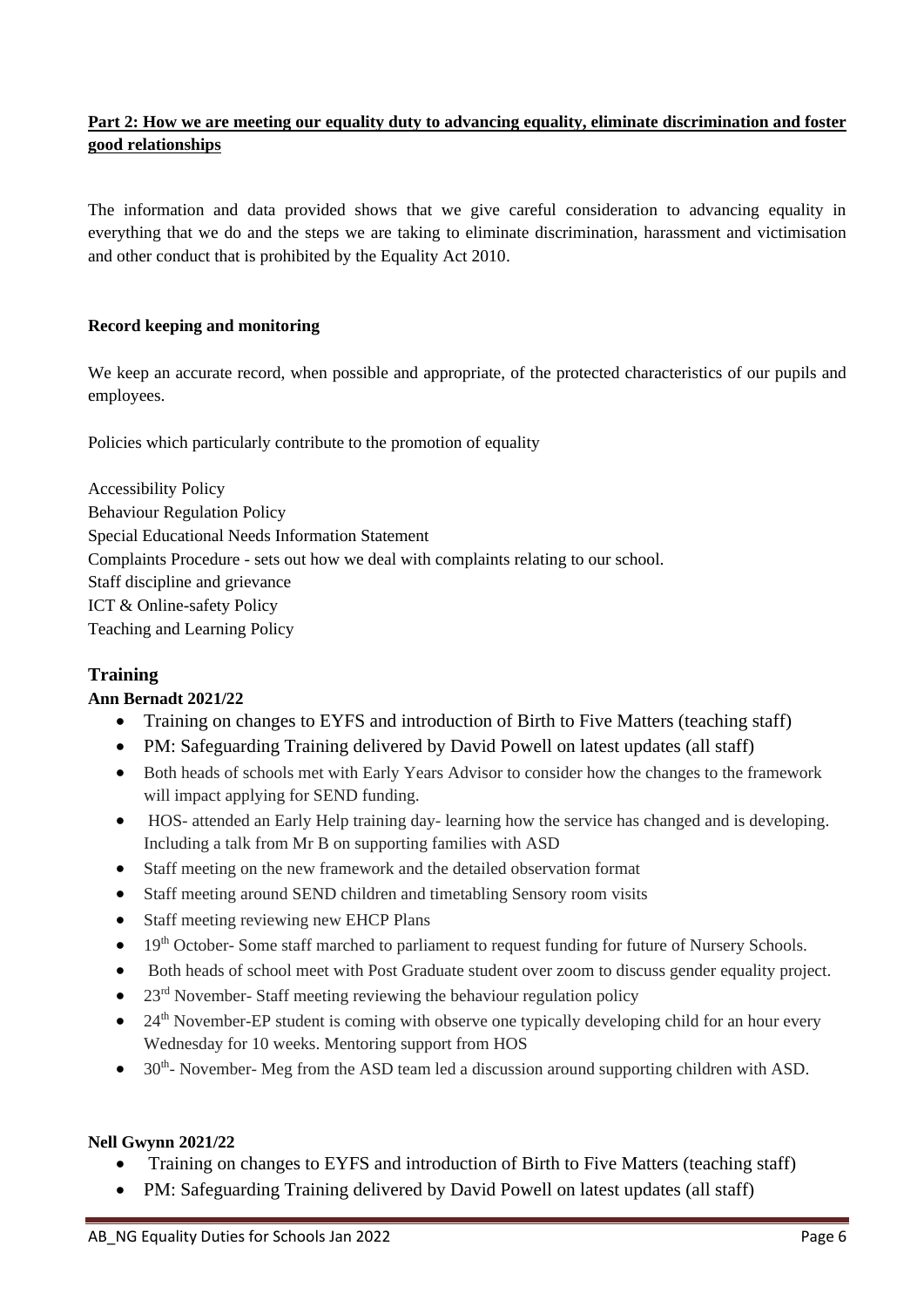## Part 2: How we are meeting our equality duty to advancing equality, eliminate discrimination and foster good relationships

The information and data provided shows that we give careful consideration to advancing equality in everything that we do and the steps we are taking to eliminate discrimination, harassment and victimisation and other conduct that is prohibited by the Equality Act 2010.

**Record keeping and monitoring**

We keep an accurate record, when possible and appropriate, of the protected characteristics of our pupils and employees.

Policies which particularly contribute to the promotion of equality

Accessibility Policy
Behaviour Regulation Policy
Special Educational Needs Information Statement
Complaints Procedure - sets out how we deal with complaints relating to our school.
Staff discipline and grievance
ICT & Online-safety Policy
Teaching and Learning Policy

### Training

**Ann Bernadt 2021/22**

- Training on changes to EYFS and introduction of Birth to Five Matters (teaching staff)
- PM: Safeguarding Training delivered by David Powell on latest updates (all staff)
- Both heads of schools met with Early Years Advisor to consider how the changes to the framework will impact applying for SEND funding.
- HOS- attended an Early Help training day- learning how the service has changed and is developing. Including a talk from Mr B on supporting families with ASD
- Staff meeting on the new framework and the detailed observation format
- Staff meeting around SEND children and timetabling Sensory room visits
- Staff meeting reviewing new EHCP Plans
- 19th October- Some staff marched to parliament to request funding for future of Nursery Schools.
- Both heads of school meet with Post Graduate student over zoom to discuss gender equality project.
- 23rd November- Staff meeting reviewing the behaviour regulation policy
- 24th November-EP student is coming with observe one typically developing child for an hour every Wednesday for 10 weeks. Mentoring support from HOS
- 30th- November- Meg from the ASD team led a discussion around supporting children with ASD.

**Nell Gwynn 2021/22**

- Training on changes to EYFS and introduction of Birth to Five Matters (teaching staff)
- PM: Safeguarding Training delivered by David Powell on latest updates (all staff)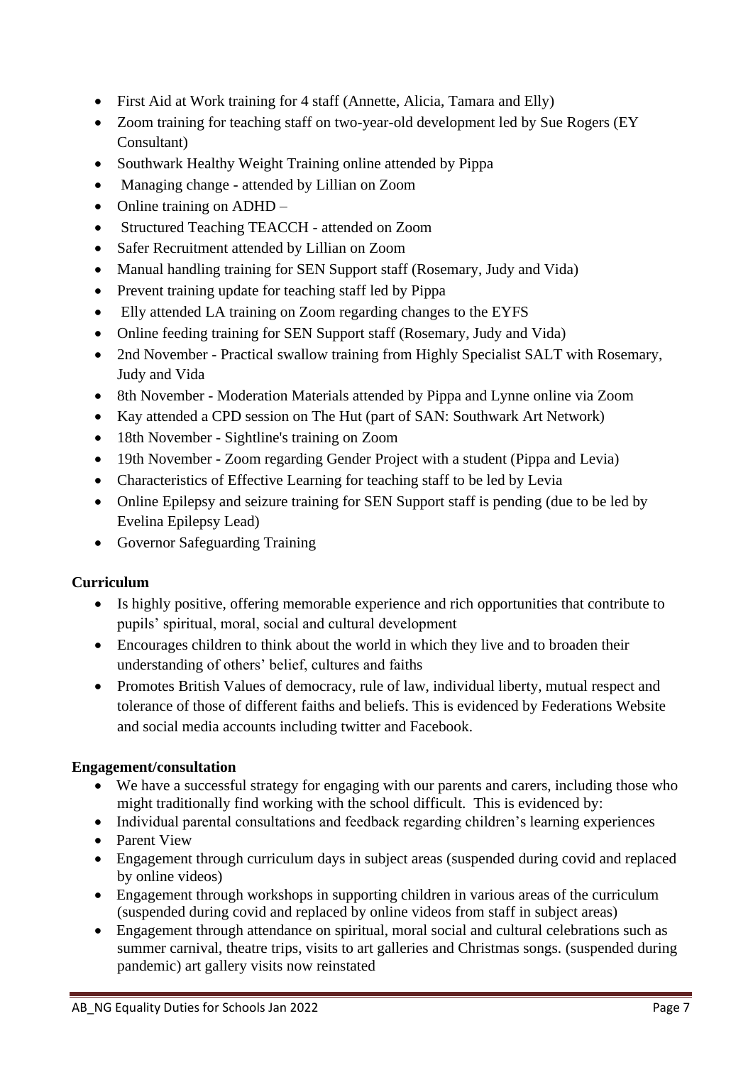- First Aid at Work training for 4 staff (Annette, Alicia, Tamara and Elly)
- Zoom training for teaching staff on two-year-old development led by Sue Rogers (EY Consultant)
- Southwark Healthy Weight Training online attended by Pippa
- Managing change - attended by Lillian on Zoom
- Online training on ADHD –
- Structured Teaching TEACCH - attended on Zoom
- Safer Recruitment attended by Lillian on Zoom
- Manual handling training for SEN Support staff (Rosemary, Judy and Vida)
- Prevent training update for teaching staff led by Pippa
- Elly attended LA training on Zoom regarding changes to the EYFS
- Online feeding training for SEN Support staff (Rosemary, Judy and Vida)
- 2nd November - Practical swallow training from Highly Specialist SALT with Rosemary, Judy and Vida
- 8th November - Moderation Materials attended by Pippa and Lynne online via Zoom
- Kay attended a CPD session on The Hut (part of SAN: Southwark Art Network)
- 18th November - Sightline's training on Zoom
- 19th November - Zoom regarding Gender Project with a student (Pippa and Levia)
- Characteristics of Effective Learning for teaching staff to be led by Levia
- Online Epilepsy and seizure training for SEN Support staff is pending (due to be led by Evelina Epilepsy Lead)
- Governor Safeguarding Training

**Curriculum**

- Is highly positive, offering memorable experience and rich opportunities that contribute to pupils' spiritual, moral, social and cultural development
- Encourages children to think about the world in which they live and to broaden their understanding of others' belief, cultures and faiths
- Promotes British Values of democracy, rule of law, individual liberty, mutual respect and tolerance of those of different faiths and beliefs. This is evidenced by Federations Website and social media accounts including twitter and Facebook.

**Engagement/consultation**

- We have a successful strategy for engaging with our parents and carers, including those who might traditionally find working with the school difficult. This is evidenced by:
- Individual parental consultations and feedback regarding children's learning experiences
- Parent View
- Engagement through curriculum days in subject areas (suspended during covid and replaced by online videos)
- Engagement through workshops in supporting children in various areas of the curriculum (suspended during covid and replaced by online videos from staff in subject areas)
- Engagement through attendance on spiritual, moral social and cultural celebrations such as summer carnival, theatre trips, visits to art galleries and Christmas songs. (suspended during pandemic) art gallery visits now reinstated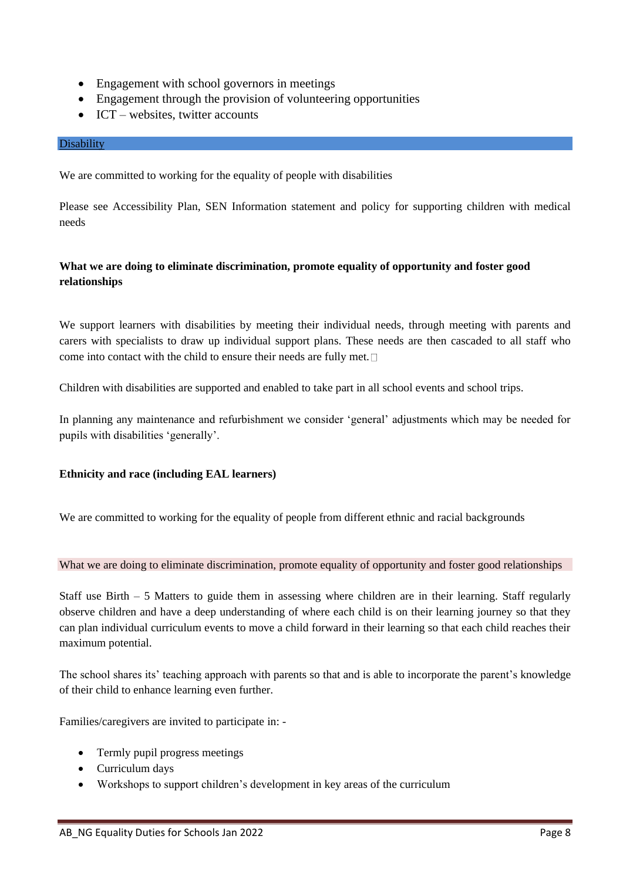- Engagement with school governors in meetings
- Engagement through the provision of volunteering opportunities
- ICT – websites, twitter accounts

## Disability

We are committed to working for the equality of people with disabilities

Please see Accessibility Plan, SEN Information statement and policy for supporting children with medical needs

**What we are doing to eliminate discrimination, promote equality of opportunity and foster good relationships**

We support learners with disabilities by meeting their individual needs, through meeting with parents and carers with specialists to draw up individual support plans. These needs are then cascaded to all staff who come into contact with the child to ensure their needs are fully met.

Children with disabilities are supported and enabled to take part in all school events and school trips.

In planning any maintenance and refurbishment we consider 'general' adjustments which may be needed for pupils with disabilities 'generally'.

**Ethnicity and race (including EAL learners)**

We are committed to working for the equality of people from different ethnic and racial backgrounds

What we are doing to eliminate discrimination, promote equality of opportunity and foster good relationships

Staff use Birth – 5 Matters to guide them in assessing where children are in their learning. Staff regularly observe children and have a deep understanding of where each child is on their learning journey so that they can plan individual curriculum events to move a child forward in their learning so that each child reaches their maximum potential.

The school shares its' teaching approach with parents so that and is able to incorporate the parent's knowledge of their child to enhance learning even further.

Families/caregivers are invited to participate in: -

- Termly pupil progress meetings
- Curriculum days
- Workshops to support children's development in key areas of the curriculum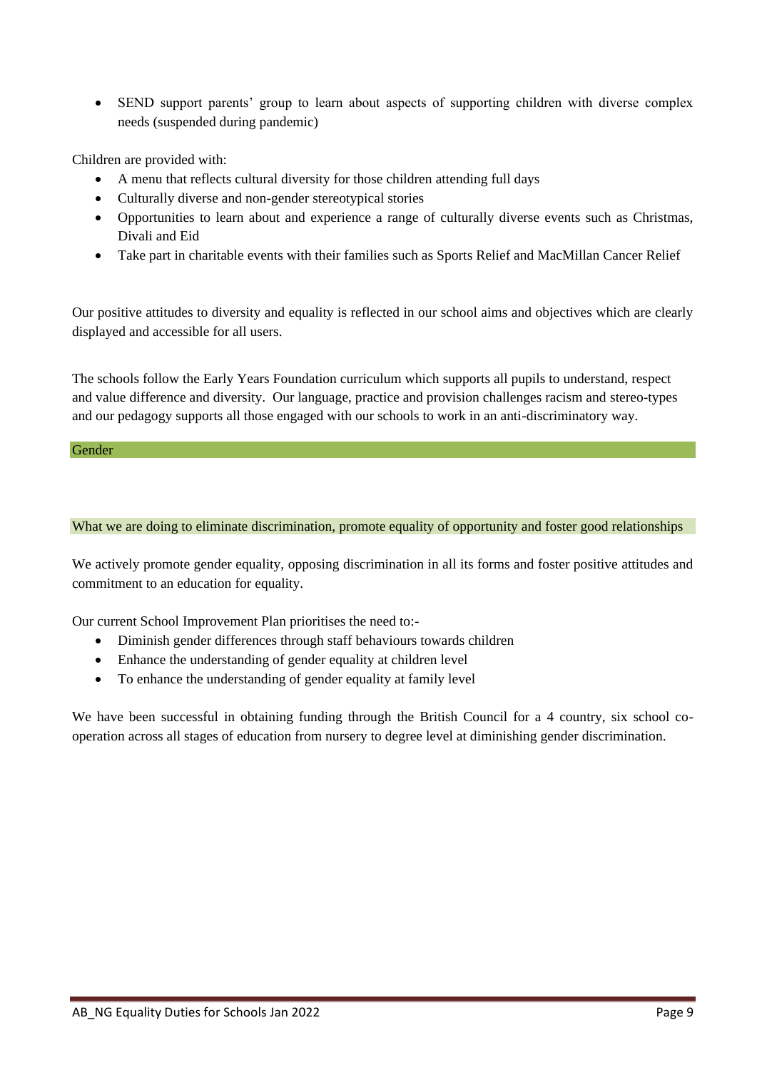- SEND support parents' group to learn about aspects of supporting children with diverse complex needs (suspended during pandemic)

Children are provided with:

- A menu that reflects cultural diversity for those children attending full days
- Culturally diverse and non-gender stereotypical stories
- Opportunities to learn about and experience a range of culturally diverse events such as Christmas, Divali and Eid
- Take part in charitable events with their families such as Sports Relief and MacMillan Cancer Relief

Our positive attitudes to diversity and equality is reflected in our school aims and objectives which are clearly displayed and accessible for all users.

The schools follow the Early Years Foundation curriculum which supports all pupils to understand, respect and value difference and diversity. Our language, practice and provision challenges racism and stereo-types and our pedagogy supports all those engaged with our schools to work in an anti-discriminatory way.

## Gender

### What we are doing to eliminate discrimination, promote equality of opportunity and foster good relationships

We actively promote gender equality, opposing discrimination in all its forms and foster positive attitudes and commitment to an education for equality.

Our current School Improvement Plan prioritises the need to:-

- Diminish gender differences through staff behaviours towards children
- Enhance the understanding of gender equality at children level
- To enhance the understanding of gender equality at family level

We have been successful in obtaining funding through the British Council for a 4 country, six school co-operation across all stages of education from nursery to degree level at diminishing gender discrimination.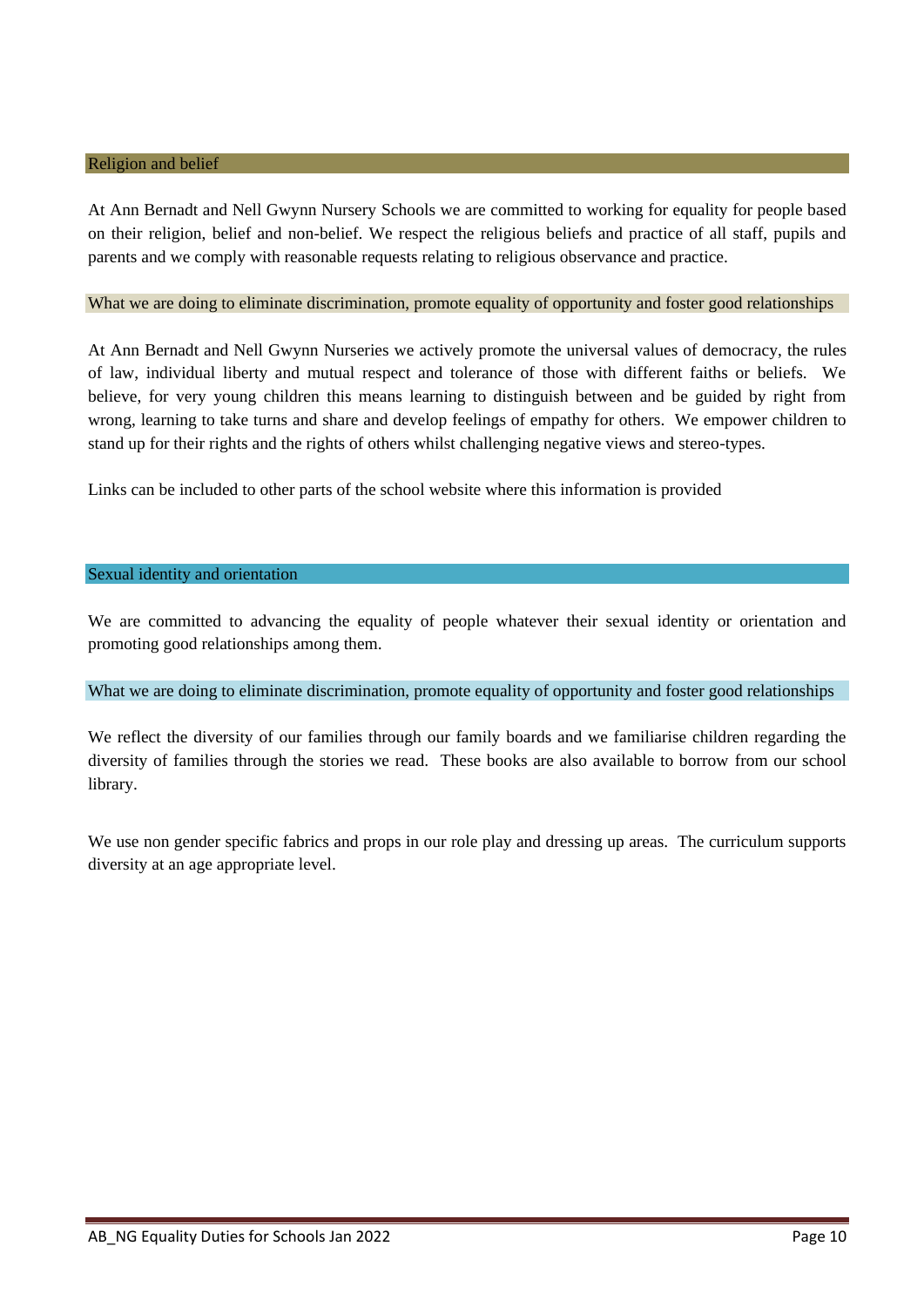## Religion and belief

At Ann Bernadt and Nell Gwynn Nursery Schools we are committed to working for equality for people based on their religion, belief and non-belief. We respect the religious beliefs and practice of all staff, pupils and parents and we comply with reasonable requests relating to religious observance and practice.

### What we are doing to eliminate discrimination, promote equality of opportunity and foster good relationships

At Ann Bernadt and Nell Gwynn Nurseries we actively promote the universal values of democracy, the rules of law, individual liberty and mutual respect and tolerance of those with different faiths or beliefs. We believe, for very young children this means learning to distinguish between and be guided by right from wrong, learning to take turns and share and develop feelings of empathy for others. We empower children to stand up for their rights and the rights of others whilst challenging negative views and stereo-types.

Links can be included to other parts of the school website where this information is provided

## Sexual identity and orientation

We are committed to advancing the equality of people whatever their sexual identity or orientation and promoting good relationships among them.

### What we are doing to eliminate discrimination, promote equality of opportunity and foster good relationships

We reflect the diversity of our families through our family boards and we familiarise children regarding the diversity of families through the stories we read. These books are also available to borrow from our school library.

We use non gender specific fabrics and props in our role play and dressing up areas. The curriculum supports diversity at an age appropriate level.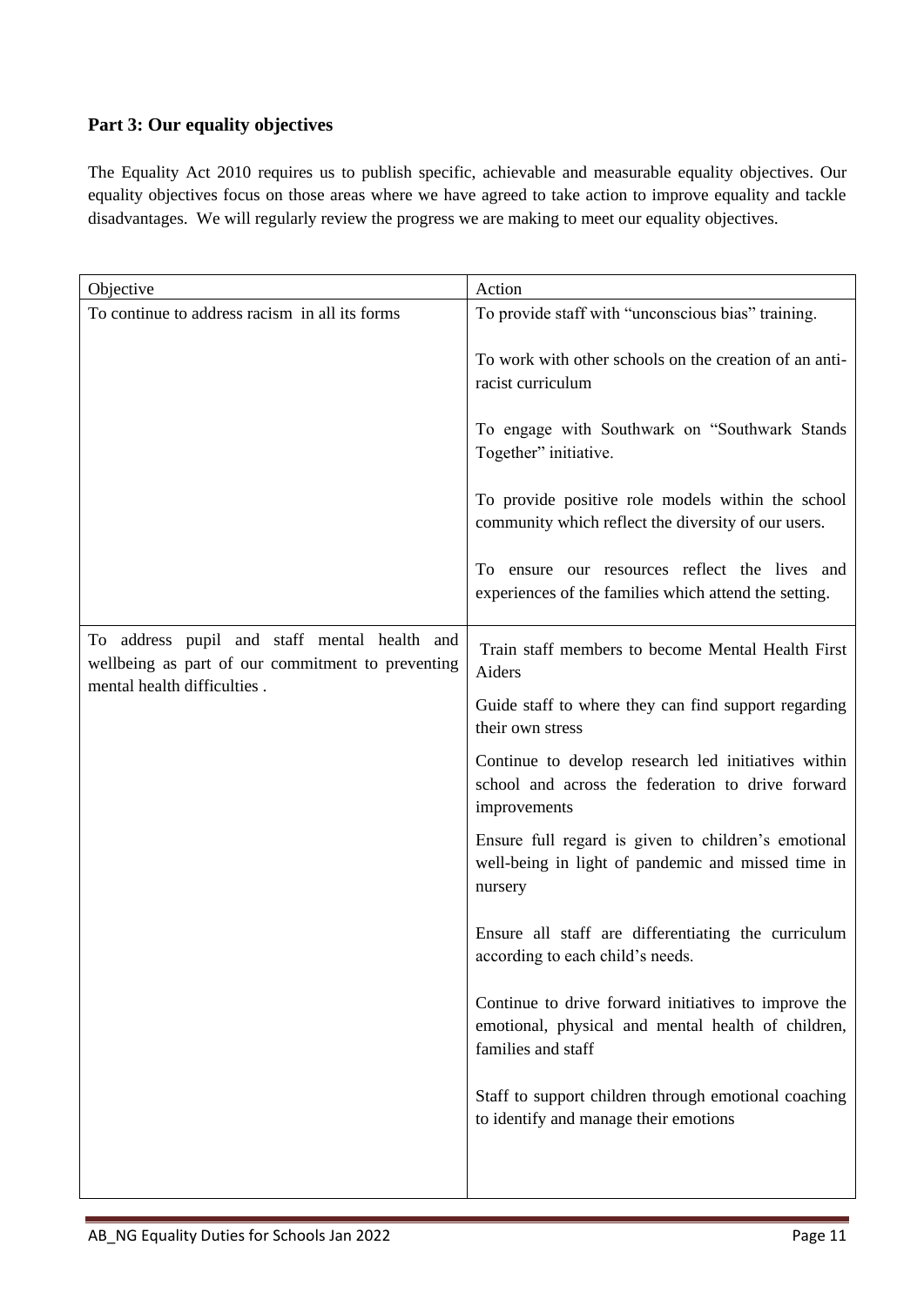## Part 3: Our equality objectives

The Equality Act 2010 requires us to publish specific, achievable and measurable equality objectives. Our equality objectives focus on those areas where we have agreed to take action to improve equality and tackle disadvantages. We will regularly review the progress we are making to meet our equality objectives.

| Objective | Action |
|---|---|
| To continue to address racism in all its forms | To provide staff with "unconscious bias" training.<br><br>To work with other schools on the creation of an anti-racist curriculum<br><br>To engage with Southwark on "Southwark Stands Together" initiative.<br><br>To provide positive role models within the school community which reflect the diversity of our users.<br><br>To ensure our resources reflect the lives and experiences of the families which attend the setting. |
| To address pupil and staff mental health and wellbeing as part of our commitment to preventing mental health difficulties . | Train staff members to become Mental Health First Aiders<br><br>Guide staff to where they can find support regarding their own stress<br><br>Continue to develop research led initiatives within school and across the federation to drive forward improvements<br><br>Ensure full regard is given to children's emotional well-being in light of pandemic and missed time in nursery<br><br>Ensure all staff are differentiating the curriculum according to each child's needs.<br><br>Continue to drive forward initiatives to improve the emotional, physical and mental health of children, families and staff<br><br>Staff to support children through emotional coaching to identify and manage their emotions |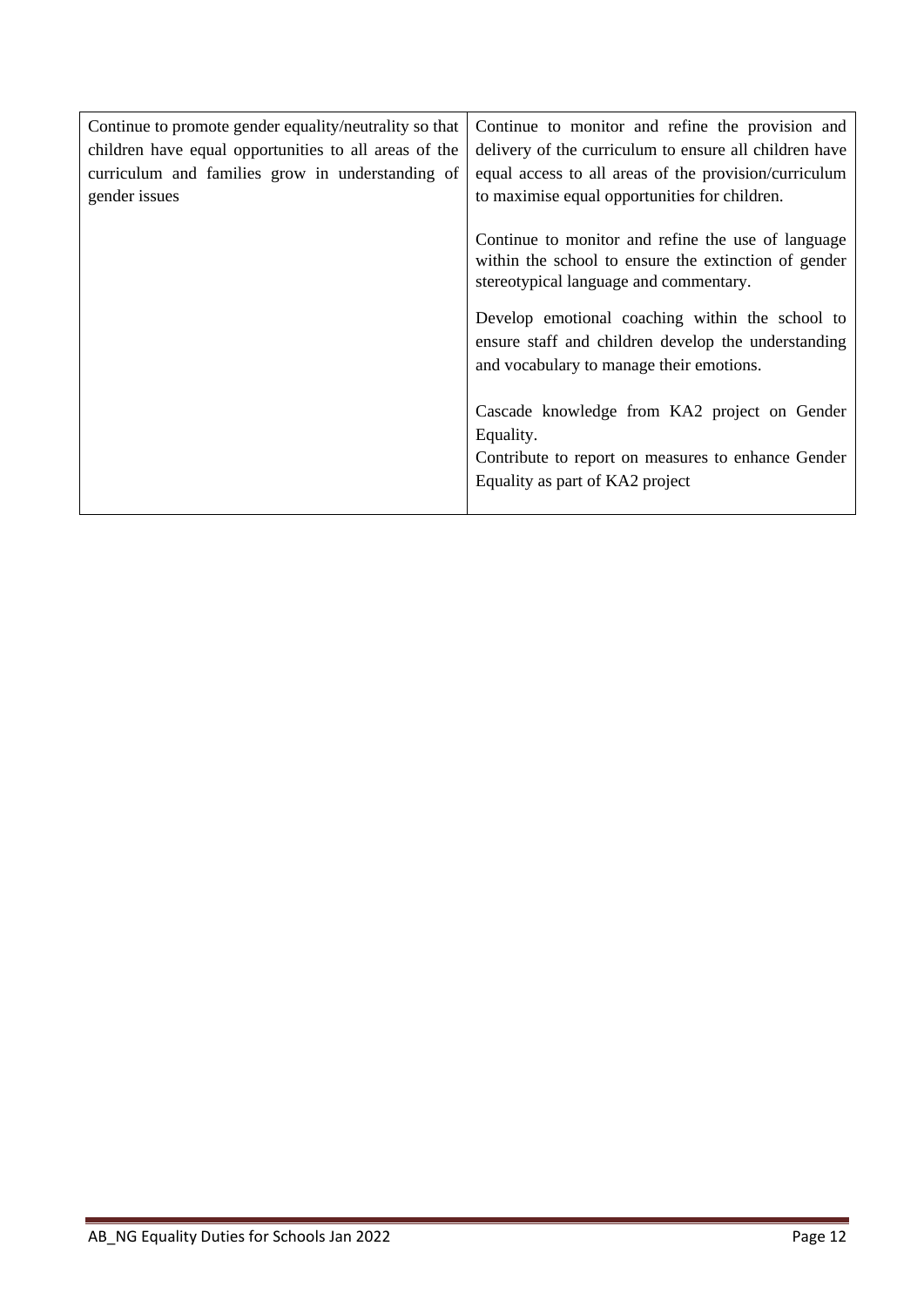| | |
|---|---|
| Continue to promote gender equality/neutrality so that children have equal opportunities to all areas of the curriculum and families grow in understanding of gender issues | Continue to monitor and refine the provision and delivery of the curriculum to ensure all children have equal access to all areas of the provision/curriculum to maximise equal opportunities for children.<br><br>Continue to monitor and refine the use of language within the school to ensure the extinction of gender stereotypical language and commentary.<br><br>Develop emotional coaching within the school to ensure staff and children develop the understanding and vocabulary to manage their emotions.<br><br>Cascade knowledge from KA2 project on Gender Equality.<br>Contribute to report on measures to enhance Gender Equality as part of KA2 project |